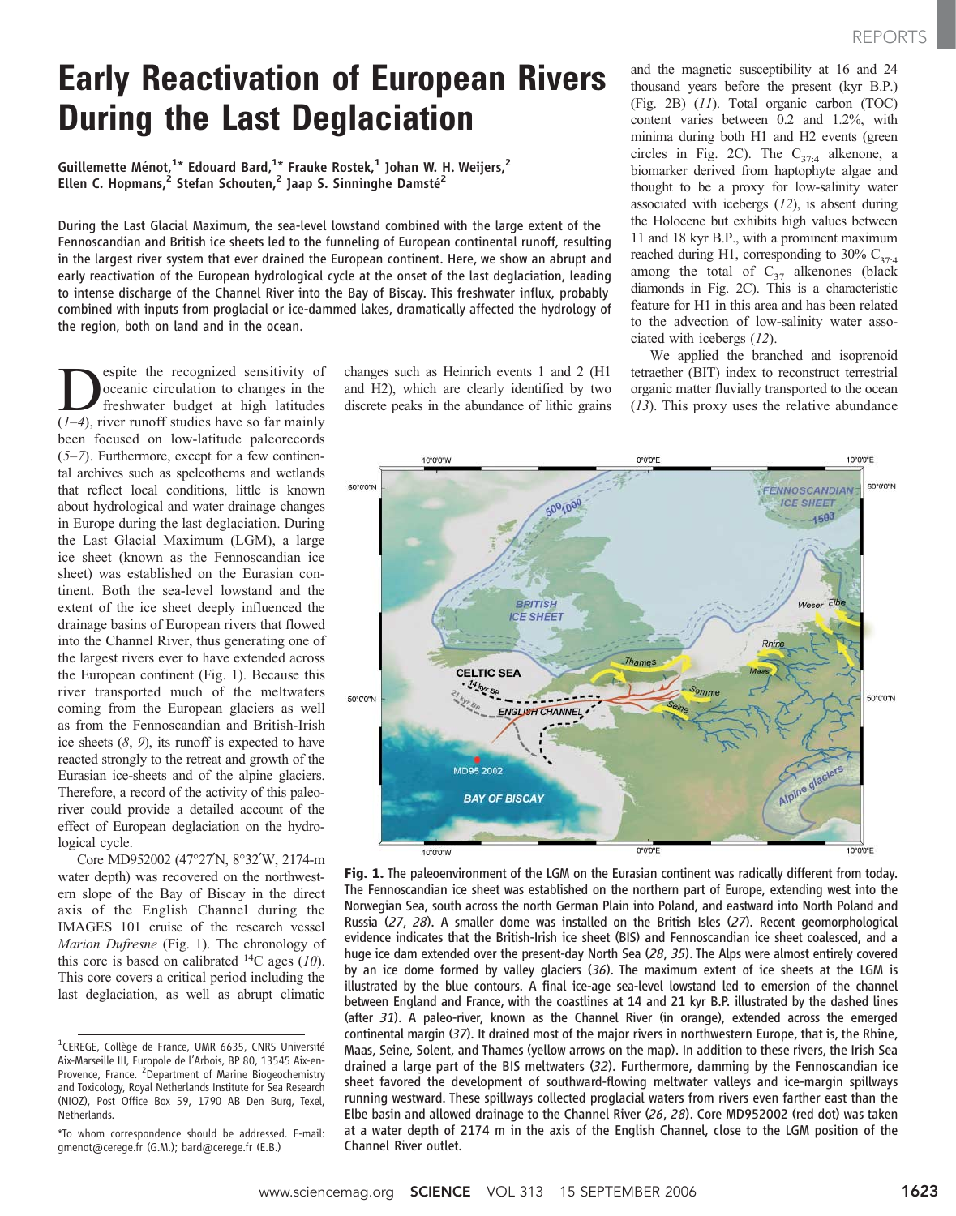# Early Reactivation of European Rivers During the Last Deglaciation

Guillemette Ménot,[1*] Edouard Bard,[1*] Frauke Rostek,[1] Johan W. H. Weijers,[2] Ellen C. Hopmans,[2] Stefan Schouten,[2] Jaap S. Sinninghe Damsté[2]

**During the Last Glacial Maximum, the sea-level lowstand combined with the large extent of the Fennoscandian and British ice sheets led to the funneling of European continental runoff, resulting in the largest river system that ever drained the European continent. Here, we show an abrupt and early reactivation of the European hydrological cycle at the onset of the last deglaciation, leading to intense discharge of the Channel River into the Bay of Biscay. This freshwater influx, probably combined with inputs from proglacial or ice-dammed lakes, dramatically affected the hydrology of the region, both on land and in the ocean.**

Despite the recognized sensitivity of oceanic circulation to changes in the freshwater budget at high latitudes (*1–4*), river runoff studies have so far mainly been focused on low-latitude paleorecords (*5–7*). Furthermore, except for a few continental archives such as speleothems and wetlands that reflect local conditions, little is known about hydrological and water drainage changes in Europe during the last deglaciation. During the Last Glacial Maximum (LGM), a large ice sheet (known as the Fennoscandian ice sheet) was established on the Eurasian continent. Both the sea-level lowstand and the extent of the ice sheet deeply influenced the drainage basins of European rivers that flowed into the Channel River, thus generating one of the largest rivers ever to have extended across the European continent (Fig. 1). Because this river transported much of the meltwaters coming from the European glaciers as well as from the Fennoscandian and British-Irish ice sheets (*8*, *9*), its runoff is expected to have reacted strongly to the retreat and growth of the Eurasian ice-sheets and of the alpine glaciers. Therefore, a record of the activity of this paleoriver could provide a detailed account of the effect of European deglaciation on the hydrological cycle.

Core MD952002 (47°27′N, 8°32′W, 2174-m water depth) was recovered on the northwestern slope of the Bay of Biscay in the direct axis of the English Channel during the IMAGES 101 cruise of the research vessel *Marion Dufresne* (Fig. 1). The chronology of this core is based on calibrated $^{14}C$ ages (*10*). This core covers a critical period including the last deglaciation, as well as abrupt climatic changes such as Heinrich events 1 and 2 (H1 and H2), which are clearly identified by two discrete peaks in the abundance of lithic grains and the magnetic susceptibility at 16 and 24 thousand years before the present (kyr B.P.) (Fig. 2B) (*11*). Total organic carbon (TOC) content varies between 0.2 and 1.2%, with minima during both H1 and H2 events (green circles in Fig. 2C). The $C_{37:4}$ alkenone, a biomarker derived from haptophyte algae and thought to be a proxy for low-salinity water associated with icebergs (*12*), is absent during the Holocene but exhibits high values between 11 and 18 kyr B.P., with a prominent maximum reached during H1, corresponding to 30% $C_{37:4}$ among the total of $C_{37}$ alkenones (black diamonds in Fig. 2C). This is a characteristic feature for H1 in this area and has been related to the advection of low-salinity water associated with icebergs (*12*).

We applied the branched and isoprenoid tetraether (BIT) index to reconstruct terrestrial organic matter fluvially transported to the ocean (*13*). This proxy uses the relative abundance

**Fig. 1.** The paleoenvironment of the LGM on the Eurasian continent was radically different from today. The Fennoscandian ice sheet was established on the northern part of Europe, extending west into the Norwegian Sea, south across the north German Plain into Poland, and eastward into North Poland and Russia (*27*, *28*). A smaller dome was installed on the British Isles (*27*). Recent geomorphological evidence indicates that the British-Irish ice sheet (BIS) and Fennoscandian ice sheet coalesced, and a huge ice dam extended over the present-day North Sea (*28*, *35*). The Alps were almost entirely covered by an ice dome formed by valley glaciers (*36*). The maximum extent of ice sheets at the LGM is illustrated by the blue contours. A final ice-age sea-level lowstand led to emersion of the channel between England and France, with the coastlines at 14 and 21 kyr B.P. illustrated by the dashed lines (after *31*). A paleo-river, known as the Channel River (in orange), extended across the emerged continental margin (*37*). It drained most of the major rivers in northwestern Europe, that is, the Rhine, Maas, Seine, Solent, and Thames (yellow arrows on the map). In addition to these rivers, the Irish Sea drained a large part of the BIS meltwaters (*32*). Furthermore, damming by the Fennoscandian ice sheet favored the development of southward-flowing meltwater valleys and ice-margin spillways running westward. These spillways collected proglacial waters from rivers even farther east than the Elbe basin and allowed drainage to the Channel River (*26*, *28*). Core MD952002 (red dot) was taken at a water depth of 2174 m in the axis of the English Channel, close to the LGM position of the Channel River outlet.

---

[1]CEREGE, Collège de France, UMR 6635, CNRS Université Aix-Marseille III, Europole de l'Arbois, BP 80, 13545 Aix-en-Provence, France. [2]Department of Marine Biogeochemistry and Toxicology, Royal Netherlands Institute for Sea Research (NIOZ), Post Office Box 59, 1790 AB Den Burg, Texel, Netherlands.

*To whom correspondence should be addressed. E-mail: gmenot@cerege.fr (G.M.); bard@cerege.fr (E.B.)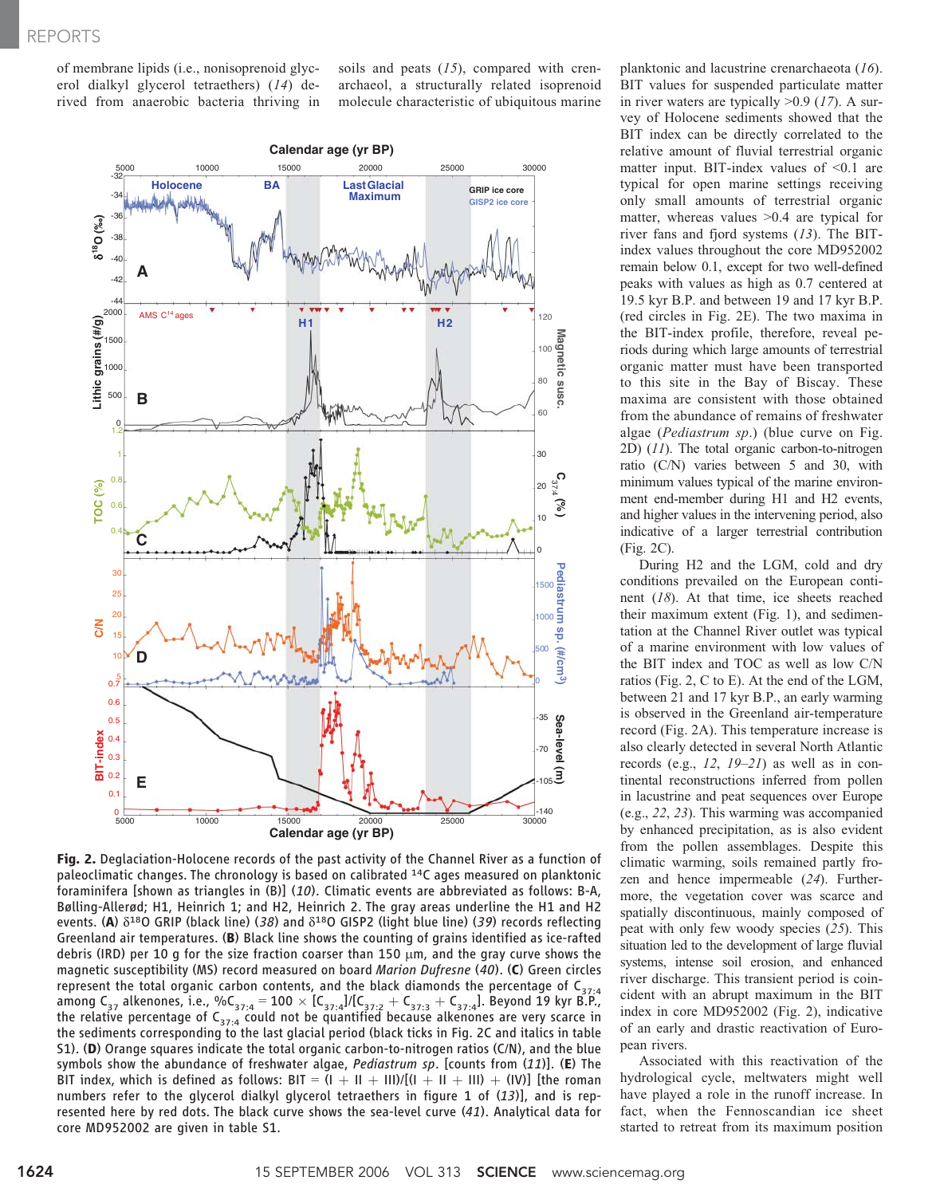of membrane lipids (i.e., nonisoprenoid glycerol dialkyl glycerol tetraethers) (*14*) derived from anaerobic bacteria thriving in soils and peats (*15*), compared with crenarchaeol, a structurally related isoprenoid molecule characteristic of ubiquitous marine planktonic and lacustrine crenarchaeota (*16*). BIT values for suspended particulate matter in river waters are typically >0.9 (*17*). A survey of Holocene sediments showed that the BIT index can be directly correlated to the relative amount of fluvial terrestrial organic matter input. BIT-index values of <0.1 are typical for open marine settings receiving only small amounts of terrestrial organic matter, whereas values >0.4 are typical for river fans and fjord systems (*13*). The BIT-index values throughout the core MD952002 remain below 0.1, except for two well-defined peaks with values as high as 0.7 centered at 19.5 kyr B.P. and between 19 and 17 kyr B.P. (red circles in Fig. 2E). The two maxima in the BIT-index profile, therefore, reveal periods during which large amounts of terrestrial organic matter must have been transported to this site in the Bay of Biscay. These maxima are consistent with those obtained from the abundance of remains of freshwater algae (*Pediastrum sp.*) (blue curve on Fig. 2D) (*11*). The total organic carbon-to-nitrogen ratio (C/N) varies between 5 and 30, with minimum values typical of the marine environment end-member during H1 and H2 events, and higher values in the intervening period, also indicative of a larger terrestrial contribution (Fig. 2C).

During H2 and the LGM, cold and dry conditions prevailed on the European continent (*18*). At that time, ice sheets reached their maximum extent (Fig. 1), and sedimentation at the Channel River outlet was typical of a marine environment with low values of the BIT index and TOC as well as low C/N ratios (Fig. 2, C to E). At the end of the LGM, between 21 and 17 kyr B.P., an early warming is observed in the Greenland air-temperature record (Fig. 2A). This temperature increase is also clearly detected in several North Atlantic records (e.g., *12*, *19*–*21*) as well as in continental reconstructions inferred from pollen in lacustrine and peat sequences over Europe (e.g., *22*, *23*). This warming was accompanied by enhanced precipitation, as is also evident from the pollen assemblages. Despite this climatic warming, soils remained partly frozen and hence impermeable (*24*). Furthermore, the vegetation cover was scarce and spatially discontinuous, mainly composed of peat with only few woody species (*25*). This situation led to the development of large fluvial systems, intense soil erosion, and enhanced river discharge. This transient period is coincident with an abrupt maximum in the BIT index in core MD952002 (Fig. 2), indicative of an early and drastic reactivation of European rivers.

Associated with this reactivation of the hydrological cycle, meltwaters might well have played a role in the runoff increase. In fact, when the Fennoscandian ice sheet started to retreat from its maximum position

**Fig. 2.** Deglaciation-Holocene records of the past activity of the Channel River as a function of paleoclimatic changes. The chronology is based on calibrated $^{14}C$ ages as measured on planktonic foraminifera [shown as triangles in (B)] (*10*). Climatic events are abbreviated as follows: B-A, Bølling-Allerød; H1, Heinrich 1; and H2, Heinrich 2. The gray areas underline the H1 and H2 events. **(A)** $\delta^{18}O$ GRIP (black line) (*38*) and $\delta^{18}O$ GISP2 (light blue line) (*39*) records reflecting Greenland air temperatures. **(B)** Black line shows the counting of grains identified as ice-rafted debris (IRD) per 10 g for the size fraction coarser than 150 μm, and the gray curve shows the magnetic susceptibility (MS) record measured on board *Marion Dufresne* (*40*). **(C)** Green circles represent the total organic carbon contents, and the black diamonds the percentage of $C_{37:4}$ among $C_{37}$ alkenones, i.e., $\%C_{37:4} = 100 \times [C_{37:4}]/[C_{37:2} + C_{37:3} + C_{37:4}]$. Beyond 19 kyr B.P., the relative percentage of $C_{37:4}$ could not be quantified because alkenones are very scarce in the sediments corresponding to the last glacial period (black ticks in Fig. 2C and italics in table S1). **(D)** Orange squares indicate the total organic carbon-to-nitrogen ratios (C/N), and the blue symbols show the abundance of freshwater algae, *Pediastrum sp.* [counts from (*11*)]. **(E)** The BIT index, which is defined as follows: BIT = (I + II + III)/[(I + II + III) + (IV)] [the roman numbers refer to the glycerol dialkyl glycerol tetraethers in figure 1 of (*13*)], and is represented here by red dots. The black curve shows the sea-level curve (*41*). Analytical data for core MD952002 are given in table S1.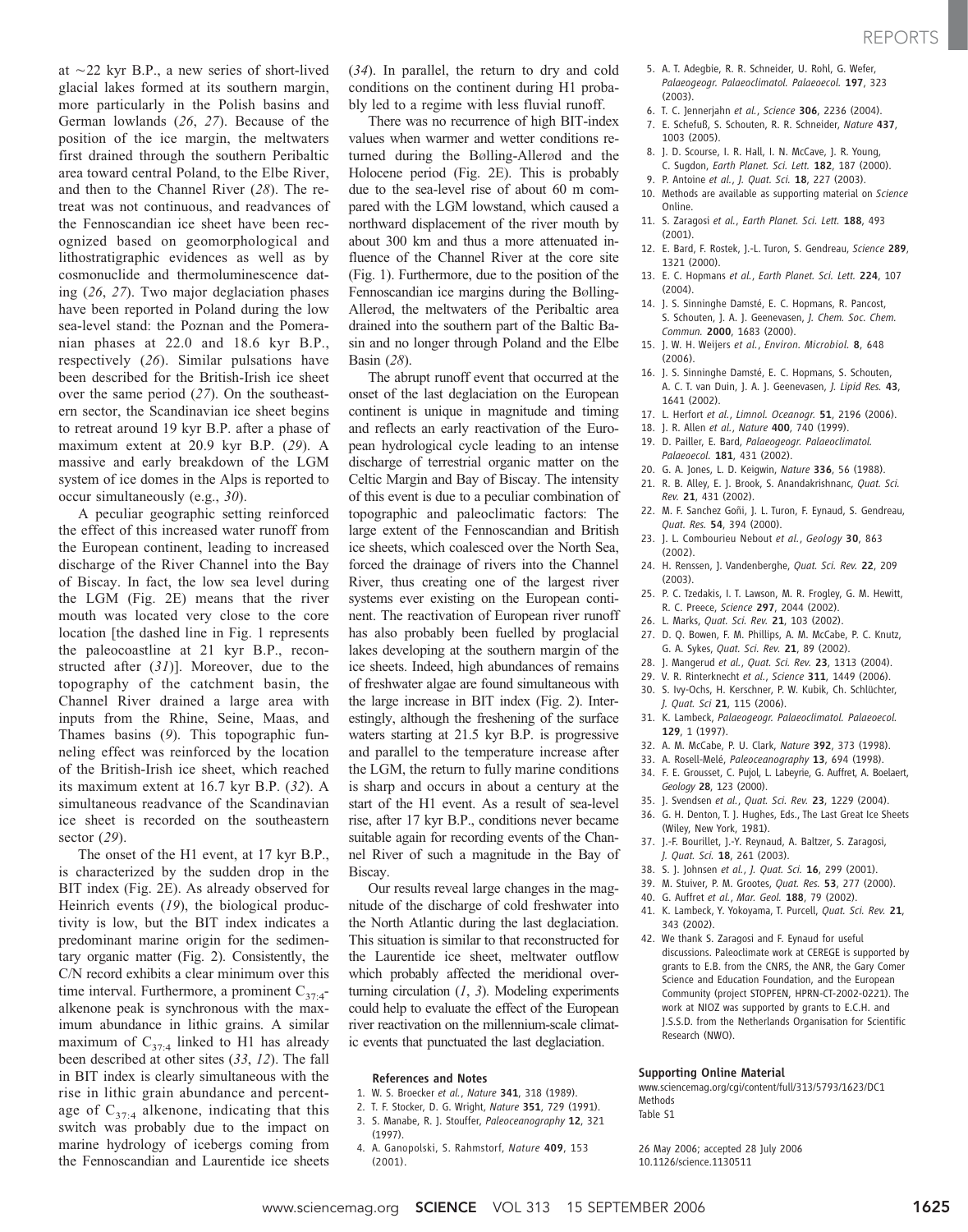at ~22 kyr B.P., a new series of short-lived glacial lakes formed at its southern margin, more particularly in the Polish basins and German lowlands (*26*, *27*). Because of the position of the ice margin, the meltwaters first drained through the southern Peribaltic area toward central Poland, to the Elbe River, and then to the Channel River (*28*). The retreat was not continuous, and readvances of the Fennoscandian ice sheet have been recognized based on geomorphological and lithostratigraphic evidences as well as by cosmonuclide and thermoluminescence dating (*26*, *27*). Two major deglaciation phases have been reported in Poland during the low sea-level stand: the Poznan and the Pomeranian phases at 22.0 and 18.6 kyr B.P., respectively (*26*). Similar pulsations have been described for the British-Irish ice sheet over the same period (*27*). On the southeastern sector, the Scandinavian ice sheet begins to retreat around 19 kyr B.P. after a phase of maximum extent at 20.9 kyr B.P. (*29*). A massive and early breakdown of the LGM system of ice domes in the Alps is reported to occur simultaneously (e.g., *30*).

A peculiar geographic setting reinforced the effect of this increased water runoff from the European continent, leading to increased discharge of the River Channel into the Bay of Biscay. In fact, the low sea level during the LGM (Fig. 2E) means that the river mouth was located very close to the core location [the dashed line in Fig. 1 represents the paleocoastline at 21 kyr B.P., reconstructed after (*31*)]. Moreover, due to the topography of the catchment basin, the Channel River drained a large area with inputs from the Rhine, Seine, Maas, and Thames basins (*9*). This topographic funneling effect was reinforced by the location of the British-Irish ice sheet, which reached its maximum extent at 16.7 kyr B.P. (*32*). A simultaneous readvance of the Scandinavian ice sheet is recorded on the southeastern sector (*29*).

The onset of the H1 event, at 17 kyr B.P., is characterized by the sudden drop in the BIT index (Fig. 2E). As already observed for Heinrich events (*19*), the biological productivity is low, but the BIT index indicates a predominant marine origin for the sedimentary organic matter (Fig. 2). Consistently, the C/N record exhibits a clear minimum over this time interval. Furthermore, a prominent $C_{37:4}$-alkenone peak is synchronous with the maximum abundance in lithic grains. A similar maximum of $C_{37:4}$ linked to H1 has already been described at other sites (*33*, *12*). The fall in BIT index is clearly simultaneous with the rise in lithic grain abundance and percentage of $C_{37:4}$ alkenone, indicating that this switch was probably due to the impact on marine hydrology of icebergs coming from the Fennoscandian and Laurentide ice sheets (*34*). In parallel, the return to dry and cold conditions on the continent during H1 probably led to a regime with less fluvial runoff.

There was no recurrence of high BIT-index values when warmer and wetter conditions returned during the Bølling-Allerød and the Holocene period (Fig. 2E). This is probably due to the sea-level rise of about 60 m compared with the LGM lowstand, which caused a northward displacement of the river mouth by about 300 km and thus a more attenuated influence of the Channel River at the core site (Fig. 1). Furthermore, due to the position of the Fennoscandian ice margins during the Bølling-Allerød, the meltwaters of the Peribaltic area drained into the southern part of the Baltic Basin and no longer through Poland and the Elbe Basin (*28*).

The abrupt runoff event that occurred at the onset of the last deglaciation on the European continent is unique in magnitude and timing and reflects an early reactivation of the European hydrological cycle leading to an intense discharge of terrestrial organic matter on the Celtic Margin and Bay of Biscay. The intensity of this event is due to a peculiar combination of topographic and paleoclimatic factors: The large extent of the Fennoscandian and British ice sheets, which coalesced over the North Sea, forced the drainage of rivers into the Channel River, thus creating one of the largest river systems ever existing on the European continent. The reactivation of European river runoff has also probably been fuelled by proglacial lakes developing at the southern margin of the ice sheets. Indeed, high abundances of remains of freshwater algae are found simultaneous with the large increase in BIT index (Fig. 2). Interestingly, although the freshening of the surface waters starting at 21.5 kyr B.P. is progressive and parallel to the temperature increase after the LGM, the return to fully marine conditions is sharp and occurs in about a century at the start of the H1 event. As a result of sea-level rise, after 17 kyr B.P., conditions never became suitable again for recording events of the Channel River of such a magnitude in the Bay of Biscay.

Our results reveal large changes in the magnitude of the discharge of cold freshwater into the North Atlantic during the last deglaciation. This situation is similar to that reconstructed for the Laurentide ice sheet, meltwater outflow which probably affected the meridional overturning circulation (*1*, *3*). Modeling experiments could help to evaluate the effect of the European river reactivation on the millennium-scale climatic events that punctuated the last deglaciation.

### References and Notes

1. W. S. Broecker *et al.*, *Nature* **341**, 318 (1989).
2. T. F. Stocker, D. G. Wright, *Nature* **351**, 729 (1991).
3. S. Manabe, R. J. Stouffer, *Paleoceanography* **12**, 321 (1997).
4. A. Ganopolski, S. Rahmstorf, *Nature* **409**, 153 (2001).
5. A. T. Adegbie, R. R. Schneider, U. Rohl, G. Wefer, *Palaeogeogr. Palaeoclimatol. Palaeoecol.* **197**, 323 (2003).
6. T. C. Jennerjahn *et al.*, *Science* **306**, 2236 (2004).
7. E. Schefuß, S. Schouten, R. R. Schneider, *Nature* **437**, 1003 (2005).
8. J. D. Scourse, I. R. Hall, I. N. McCave, J. R. Young, C. Sugdon, *Earth Planet. Sci. Lett.* **182**, 187 (2000).
9. P. Antoine *et al.*, *J. Quat. Sci.* **18**, 227 (2003).
10. Methods are available as supporting material on *Science* Online.
11. S. Zaragosi *et al.*, *Earth Planet. Sci. Lett.* **188**, 493 (2001).
12. E. Bard, F. Rostek, J.-L. Turon, S. Gendreau, *Science* **289**, 1321 (2000).
13. E. C. Hopmans *et al.*, *Earth Planet. Sci. Lett.* **224**, 107 (2004).
14. J. S. Sinninghe Damsté, E. C. Hopmans, R. Pancost, S. Schouten, J. A. J. Geenevasen, *J. Chem. Soc. Chem. Commun.* **2000**, 1683 (2000).
15. J. W. H. Weijers *et al.*, *Environ. Microbiol.* **8**, 648 (2006).
16. J. S. Sinninghe Damsté, E. C. Hopmans, S. Schouten, A. C. T. van Duin, J. A. J. Geenevasen, *J. Lipid Res.* **43**, 1641 (2002).
17. L. Herfort *et al.*, *Limnol. Oceanogr.* **51**, 2196 (2006).
18. J. R. Allen *et al.*, *Nature* **400**, 740 (1999).
19. D. Pailler, E. Bard, *Palaeogeogr. Palaeoclimatol. Palaeoecol.* **181**, 431 (2002).
20. G. A. Jones, L. D. Keigwin, *Nature* **336**, 56 (1988).
21. R. B. Alley, E. J. Brook, S. Anandakrishnanc, *Quat. Sci. Rev.* **21**, 431 (2002).
22. M. F. Sanchez Goñi, J. L. Turon, F. Eynaud, S. Gendreau, *Quat. Res.* **54**, 394 (2000).
23. J. L. Combourieu Nebout *et al.*, *Geology* **30**, 863 (2002).
24. H. Renssen, J. Vandenberghe, *Quat. Sci. Rev.* **22**, 209 (2003).
25. P. C. Tzedakis, I. T. Lawson, M. R. Frogley, G. M. Hewitt, R. C. Preece, *Science* **297**, 2044 (2002).
26. L. Marks, *Quat. Sci. Rev.* **21**, 103 (2002).
27. D. Q. Bowen, F. M. Phillips, A. M. McCabe, P. C. Knutz, G. A. Sykes, *Quat. Sci. Rev.* **21**, 89 (2002).
28. J. Mangerud *et al.*, *Quat. Sci. Rev.* **23**, 1313 (2004).
29. V. R. Rinterknecht *et al.*, *Science* **311**, 1449 (2006).
30. S. Ivy-Ochs, H. Kerschner, P. W. Kubik, Ch. Schlüchter, *J. Quat. Sci* **21**, 115 (2006).
31. K. Lambeck, *Palaeogeogr. Palaeoclimatol. Palaeoecol.* **129**, 1 (1997).
32. A. M. McCabe, P. U. Clark, *Nature* **392**, 373 (1998).
33. A. Rosell-Melé, *Paleoceanography* **13**, 694 (1998).
34. F. E. Grousset, C. Pujol, L. Labeyrie, G. Auffret, A. Boelaert, *Geology* **28**, 123 (2000).
35. J. Svendsen *et al.*, *Quat. Sci. Rev.* **23**, 1229 (2004).
36. G. H. Denton, T. J. Hughes, Eds., The Last Great Ice Sheets (Wiley, New York, 1981).
37. J.-F. Bourillet, J.-Y. Reynaud, A. Baltzer, S. Zaragosi, *J. Quat. Sci.* **18**, 261 (2003).
38. S. J. Johnsen *et al.*, *J. Quat. Sci.* **16**, 299 (2001).
39. M. Stuiver, P. M. Grootes, *Quat. Res.* **53**, 277 (2000).
40. G. Auffret *et al.*, *Mar. Geol.* **188**, 79 (2002).
41. K. Lambeck, Y. Yokoyama, T. Purcell, *Quat. Sci. Rev.* **21**, 343 (2002).
42. We thank S. Zaragosi and F. Eynaud for useful discussions. Paleoclimate work at CEREGE is supported by grants to E.B. from the CNRS, the ANR, the Gary Comer Science and Education Foundation, and the European Community (project STOPFEN, HPRN-CT-2002-0221). The work at NIOZ was supported by grants to E.C.H. and J.S.S.D. from the Netherlands Organisation for Scientific Research (NWO).

### Supporting Online Material

www.sciencemag.org/cgi/content/full/313/5793/1623/DC1
Methods
Table S1

26 May 2006; accepted 28 July 2006
10.1126/science.1130511